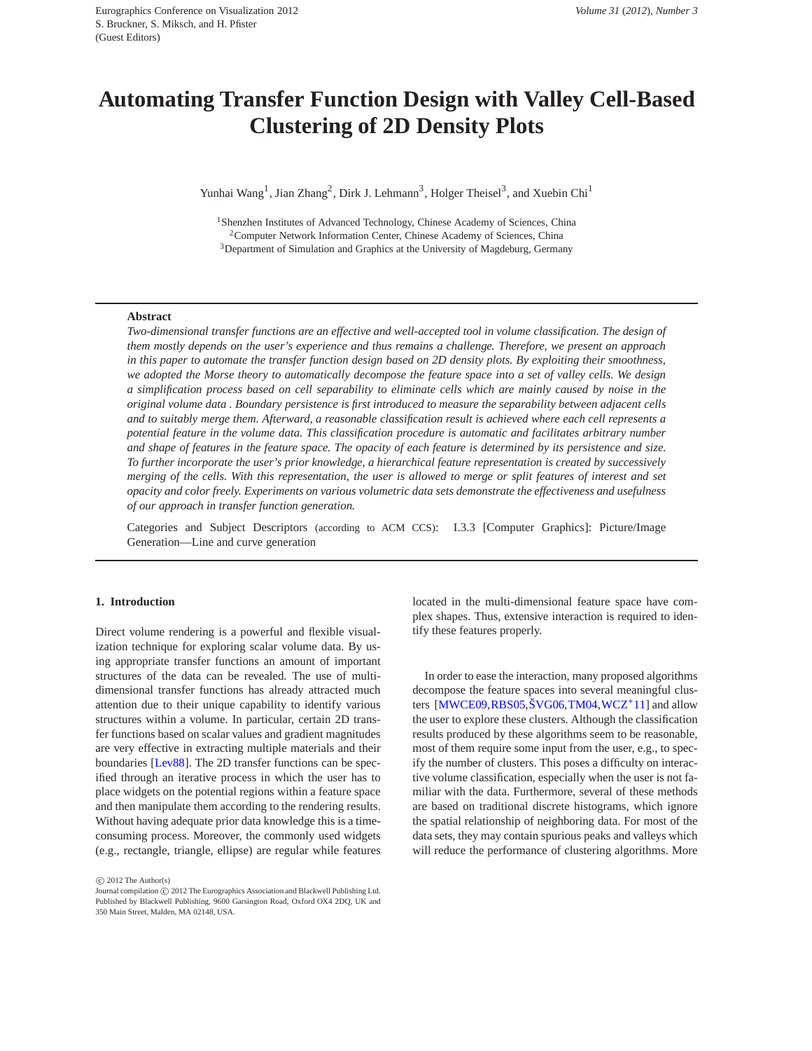# Automating Transfer Function Design with Valley Cell-Based Clustering of 2D Density Plots

Yunhai Wang[1], Jian Zhang[2], Dirk J. Lehmann[3], Holger Theisel[3], and Xuebin Chi[1]

[1]Shenzhen Institutes of Advanced Technology, Chinese Academy of Sciences, China
[2]Computer Network Information Center, Chinese Academy of Sciences, China
[3]Department of Simulation and Graphics at the University of Magdeburg, Germany

---

**Abstract**

*Two-dimensional transfer functions are an effective and well-accepted tool in volume classification. The design of them mostly depends on the user's experience and thus remains a challenge. Therefore, we present an approach in this paper to automate the transfer function design based on 2D density plots. By exploiting their smoothness, we adopted the Morse theory to automatically decompose the feature space into a set of valley cells. We design a simplification process based on cell separability to eliminate cells which are mainly caused by noise in the original volume data . Boundary persistence is first introduced to measure the separability between adjacent cells and to suitably merge them. Afterward, a reasonable classification result is achieved where each cell represents a potential feature in the volume data. This classification procedure is automatic and facilitates arbitrary number and shape of features in the feature space. The opacity of each feature is determined by its persistence and size. To further incorporate the user's prior knowledge, a hierarchical feature representation is created by successively merging of the cells. With this representation, the user is allowed to merge or split features of interest and set opacity and color freely. Experiments on various volumetric data sets demonstrate the effectiveness and usefulness of our approach in transfer function generation.*

Categories and Subject Descriptors (according to ACM CCS): I.3.3 [Computer Graphics]: Picture/Image Generation—Line and curve generation

---

## 1. Introduction

Direct volume rendering is a powerful and flexible visualization technique for exploring scalar volume data. By using appropriate transfer functions an amount of important structures of the data can be revealed. The use of multi-dimensional transfer functions has already attracted much attention due to their unique capability to identify various structures within a volume. In particular, certain 2D transfer functions based on scalar values and gradient magnitudes are very effective in extracting multiple materials and their boundaries [Lev88]. The 2D transfer functions can be specified through an iterative process in which the user has to place widgets on the potential regions within a feature space and then manipulate them according to the rendering results. Without having adequate prior data knowledge this is a time-consuming process. Moreover, the commonly used widgets (e.g., rectangle, triangle, ellipse) are regular while features located in the multi-dimensional feature space have complex shapes. Thus, extensive interaction is required to identify these features properly.

In order to ease the interaction, many proposed algorithms decompose the feature spaces into several meaningful clusters [MWCE09, RBS05, ŠVG06, TM04, WCZ*11] and allow the user to explore these clusters. Although the classification results produced by these algorithms seem to be reasonable, most of them require some input from the user, e.g., to specify the number of clusters. This poses a difficulty on interactive volume classification, especially when the user is not familiar with the data. Furthermore, several of these methods are based on traditional discrete histograms, which ignore the spatial relationship of neighboring data. For most of the data sets, they may contain spurious peaks and valleys which will reduce the performance of clustering algorithms. More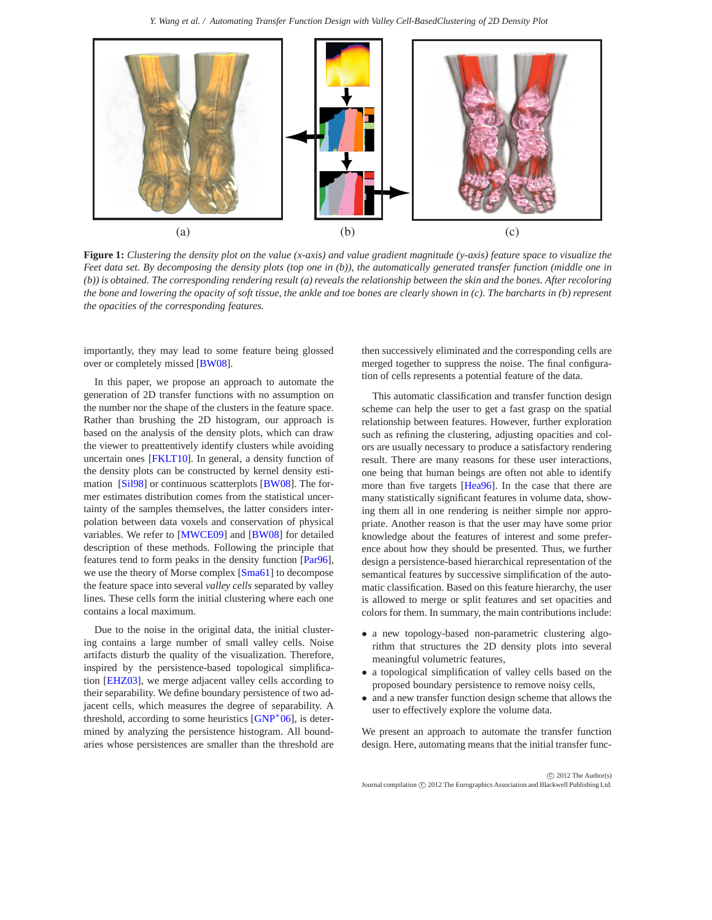(a) (b) (c)

**Figure 1:** *Clustering the density plot on the value (x-axis) and value gradient magnitude (y-axis) feature space to visualize the Feet data set. By decomposing the density plots (top one in (b)), the automatically generated transfer function (middle one in (b)) is obtained. The corresponding rendering result (a) reveals the relationship between the skin and the bones. After recoloring the bone and lowering the opacity of soft tissue, the ankle and toe bones are clearly shown in (c). The barcharts in (b) represent the opacities of the corresponding features.*

importantly, they may lead to some feature being glossed over or completely missed [BW08].

In this paper, we propose an approach to automate the generation of 2D transfer functions with no assumption on the number nor the shape of the clusters in the feature space. Rather than brushing the 2D histogram, our approach is based on the analysis of the density plots, which can draw the viewer to preattentively identify clusters while avoiding uncertain ones [FKLT10]. In general, a density function of the density plots can be constructed by kernel density estimation [Sil98] or continuous scatterplots [BW08]. The former estimates distribution comes from the statistical uncertainty of the samples themselves, the latter considers interpolation between data voxels and conservation of physical variables. We refer to [MWCE09] and [BW08] for detailed description of these methods. Following the principle that features tend to form peaks in the density function [Par96], we use the theory of Morse complex [Sma61] to decompose the feature space into several *valley cells* separated by valley lines. These cells form the initial clustering where each one contains a local maximum.

Due to the noise in the original data, the initial clustering contains a large number of small valley cells. Noise artifacts disturb the quality of the visualization. Therefore, inspired by the persistence-based topological simplification [EHZ03], we merge adjacent valley cells according to their separability. We define boundary persistence of two adjacent cells, which measures the degree of separability. A threshold, according to some heuristics [GNP*06], is determined by analyzing the persistence histogram. All boundaries whose persistences are smaller than the threshold are then successively eliminated and the corresponding cells are merged together to suppress the noise. The final configuration of cells represents a potential feature of the data.

This automatic classification and transfer function design scheme can help the user to get a fast grasp on the spatial relationship between features. However, further exploration such as refining the clustering, adjusting opacities and colors are usually necessary to produce a satisfactory rendering result. There are many reasons for these user interactions, one being that human beings are often not able to identify more than five targets [Hea96]. In the case that there are many statistically significant features in volume data, showing them all in one rendering is neither simple nor appropriate. Another reason is that the user may have some prior knowledge about the features of interest and some preference about how they should be presented. Thus, we further design a persistence-based hierarchical representation of the semantical features by successive simplification of the automatic classification. Based on this feature hierarchy, the user is allowed to merge or split features and set opacities and colors for them. In summary, the main contributions include:

- a new topology-based non-parametric clustering algorithm that structures the 2D density plots into several meaningful volumetric features,
- a topological simplification of valley cells based on the proposed boundary persistence to remove noisy cells,
- and a new transfer function design scheme that allows the user to effectively explore the volume data.

We present an approach to automate the transfer function design. Here, automating means that the initial transfer func-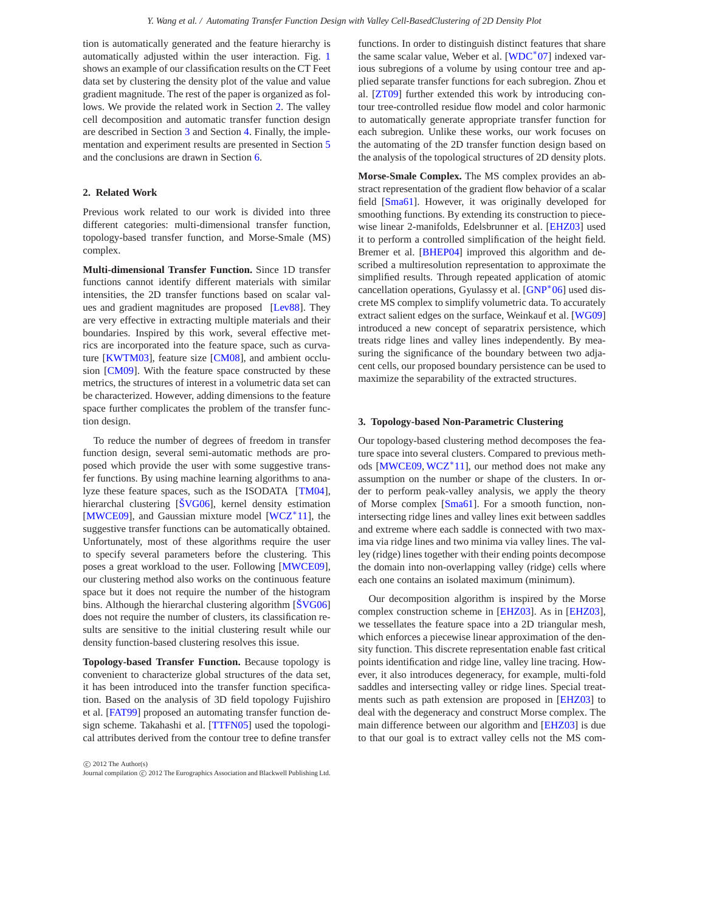tion is automatically generated and the feature hierarchy is automatically adjusted within the user interaction. Fig. 1 shows an example of our classification results on the CT Feet data set by clustering the density plot of the value and value gradient magnitude. The rest of the paper is organized as follows. We provide the related work in Section 2. The valley cell decomposition and automatic transfer function design are described in Section 3 and Section 4. Finally, the implementation and experiment results are presented in Section 5 and the conclusions are drawn in Section 6.

## 2. Related Work

Previous work related to our work is divided into three different categories: multi-dimensional transfer function, topology-based transfer function, and Morse-Smale (MS) complex.

**Multi-dimensional Transfer Function.** Since 1D transfer functions cannot identify different materials with similar intensities, the 2D transfer functions based on scalar values and gradient magnitudes are proposed [Lev88]. They are very effective in extracting multiple materials and their boundaries. Inspired by this work, several effective metrics are incorporated into the feature space, such as curvature [KWTM03], feature size [CM08], and ambient occlusion [CM09]. With the feature space constructed by these metrics, the structures of interest in a volumetric data set can be characterized. However, adding dimensions to the feature space further complicates the problem of the transfer function design.

To reduce the number of degrees of freedom in transfer function design, several semi-automatic methods are proposed which provide the user with some suggestive transfer functions. By using machine learning algorithms to analyze these feature spaces, such as the ISODATA [TM04], hierarchal clustering [ŠVG06], kernel density estimation [MWCE09], and Gaussian mixture model [WCZ*11], the suggestive transfer functions can be automatically obtained. Unfortunately, most of these algorithms require the user to specify several parameters before the clustering. This poses a great workload to the user. Following [MWCE09], our clustering method also works on the continuous feature space but it does not require the number of the histogram bins. Although the hierarchal clustering algorithm [ŠVG06] does not require the number of clusters, its classification results are sensitive to the initial clustering result while our density function-based clustering resolves this issue.

**Topology-based Transfer Function.** Because topology is convenient to characterize global structures of the data set, it has been introduced into the transfer function specification. Based on the analysis of 3D field topology Fujishiro et al. [FAT99] proposed an automating transfer function design scheme. Takahashi et al. [TTFN05] used the topological attributes derived from the contour tree to define transfer functions. In order to distinguish distinct features that share the same scalar value, Weber et al. [WDC*07] indexed various subregions of a volume by using contour tree and applied separate transfer functions for each subregion. Zhou et al. [ZT09] further extended this work by introducing contour tree-controlled residue flow model and color harmonic to automatically generate appropriate transfer function for each subregion. Unlike these works, our work focuses on the automating of the 2D transfer function design based on the analysis of the topological structures of 2D density plots.

**Morse-Smale Complex.** The MS complex provides an abstract representation of the gradient flow behavior of a scalar field [Sma61]. However, it was originally developed for smoothing functions. By extending its construction to piecewise linear 2-manifolds, Edelsbrunner et al. [EHZ03] used it to perform a controlled simplification of the height field. Bremer et al. [BHEP04] improved this algorithm and described a multiresolution representation to approximate the simplified results. Through repeated application of atomic cancellation operations, Gyulassy et al. [GNP*06] used discrete MS complex to simplify volumetric data. To accurately extract salient edges on the surface, Weinkauf et al. [WG09] introduced a new concept of separatrix persistence, which treats ridge lines and valley lines independently. By measuring the significance of the boundary between two adjacent cells, our proposed boundary persistence can be used to maximize the separability of the extracted structures.

## 3. Topology-based Non-Parametric Clustering

Our topology-based clustering method decomposes the feature space into several clusters. Compared to previous methods [MWCE09, WCZ*11], our method does not make any assumption on the number or shape of the clusters. In order to perform peak-valley analysis, we apply the theory of Morse complex [Sma61]. For a smooth function, non-intersecting ridge lines and valley lines exit between saddles and extreme where each saddle is connected with two maxima via ridge lines and two minima via valley lines. The valley (ridge) lines together with their ending points decompose the domain into non-overlapping valley (ridge) cells where each one contains an isolated maximum (minimum).

Our decomposition algorithm is inspired by the Morse complex construction scheme in [EHZ03]. As in [EHZ03], we tessellates the feature space into a 2D triangular mesh, which enforces a piecewise linear approximation of the density function. This discrete representation enable fast critical points identification and ridge line, valley line tracing. However, it also introduces degeneracy, for example, multi-fold saddles and intersecting valley or ridge lines. Special treatments such as path extension are proposed in [EHZ03] to deal with the degeneracy and construct Morse complex. The main difference between our algorithm and [EHZ03] is due to that our goal is to extract valley cells not the MS com-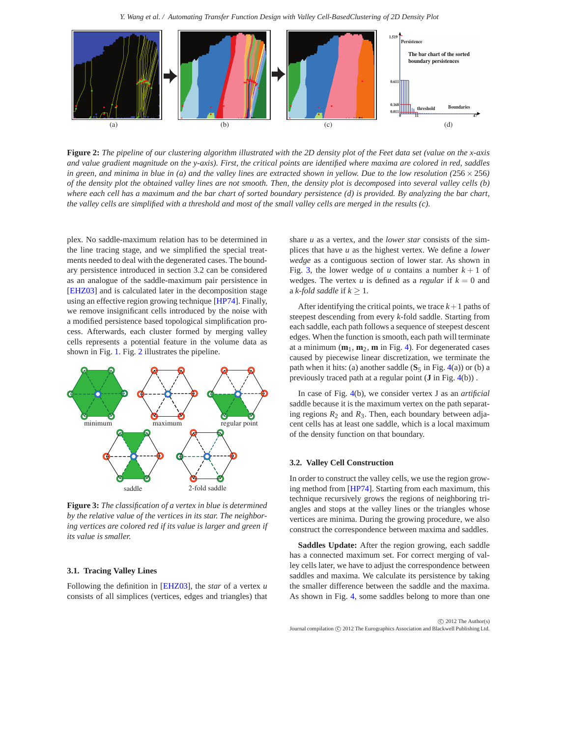**Figure 2:** *The pipeline of our clustering algorithm illustrated with the 2D density plot of the Feet data set (value on the x-axis and value gradient magnitude on the y-axis). First, the critical points are identified where maxima are colored in red, saddles in green, and minima in blue in (a) and the valley lines are extracted shown in yellow. Due to the low resolution ($256 \times 256$) of the density plot the obtained valley lines are not smooth. Then, the density plot is decomposed into several valley cells (b) where each cell has a maximum and the bar chart of sorted boundary persistence (d) is provided. By analyzing the bar chart, the valley cells are simplified with a threshold and most of the small valley cells are merged in the results (c).*

plex. No saddle-maximum relation has to be determined in the line tracing stage, and we simplified the special treatments needed to deal with the degenerated cases. The boundary persistence introduced in section 3.2 can be considered as an analogue of the saddle-maximum pair persistence in [EHZ03] and is calculated later in the decomposition stage using an effective region growing technique [HP74]. Finally, we remove insignificant cells introduced by the noise with a modified persistence based topological simplification process. Afterwards, each cluster formed by merging valley cells represents a potential feature in the volume data as shown in Fig. 1. Fig. 2 illustrates the pipeline.

**Figure 3:** *The classification of a vertex in blue is determined by the relative value of the vertices in its star. The neighboring vertices are colored red if its value is larger and green if its value is smaller.*

### 3.1. Tracing Valley Lines

Following the definition in [EHZ03], the *star* of a vertex $u$ consists of all simplices (vertices, edges and triangles) that share $u$ as a vertex, and the *lower star* consists of the simplices that have $u$ as the highest vertex. We define a *lower wedge* as a contiguous section of lower star. As shown in Fig. 3, the lower wedge of $u$ contains a number $k+1$ of wedges. The vertex $u$ is defined as a *regular* if $k = 0$ and a *k-fold saddle* if $k \geq 1$.

After identifying the critical points, we trace $k+1$ paths of steepest descending from every $k$-fold saddle. Starting from each saddle, each path follows a sequence of steepest descent edges. When the function is smooth, each path will terminate at a minimum ($\mathbf{m}_1$, $\mathbf{m}_2$, $\mathbf{m}$ in Fig. 4). For degenerated cases caused by piecewise linear discretization, we terminate the path when it hits: (a) another saddle ($\mathbf{S}_5$ in Fig. 4(a)) or (b) a previously traced path at a regular point ($\mathbf{J}$ in Fig. 4(b)) .

In case of Fig. 4(b), we consider vertex J as an *artificial* saddle because it is the maximum vertex on the path separating regions $R_2$ and $R_3$. Then, each boundary between adjacent cells has at least one saddle, which is a local maximum of the density function on that boundary.

### 3.2. Valley Cell Construction

In order to construct the valley cells, we use the region growing method from [HP74]. Starting from each maximum, this technique recursively grows the regions of neighboring triangles and stops at the valley lines or the triangles whose vertices are minima. During the growing procedure, we also construct the correspondence between maxima and saddles.

**Saddles Update:** After the region growing, each saddle has a connected maximum set. For correct merging of valley cells later, we have to adjust the correspondence between saddles and maxima. We calculate its persistence by taking the smaller difference between the saddle and the maxima. As shown in Fig. 4, some saddles belong to more than one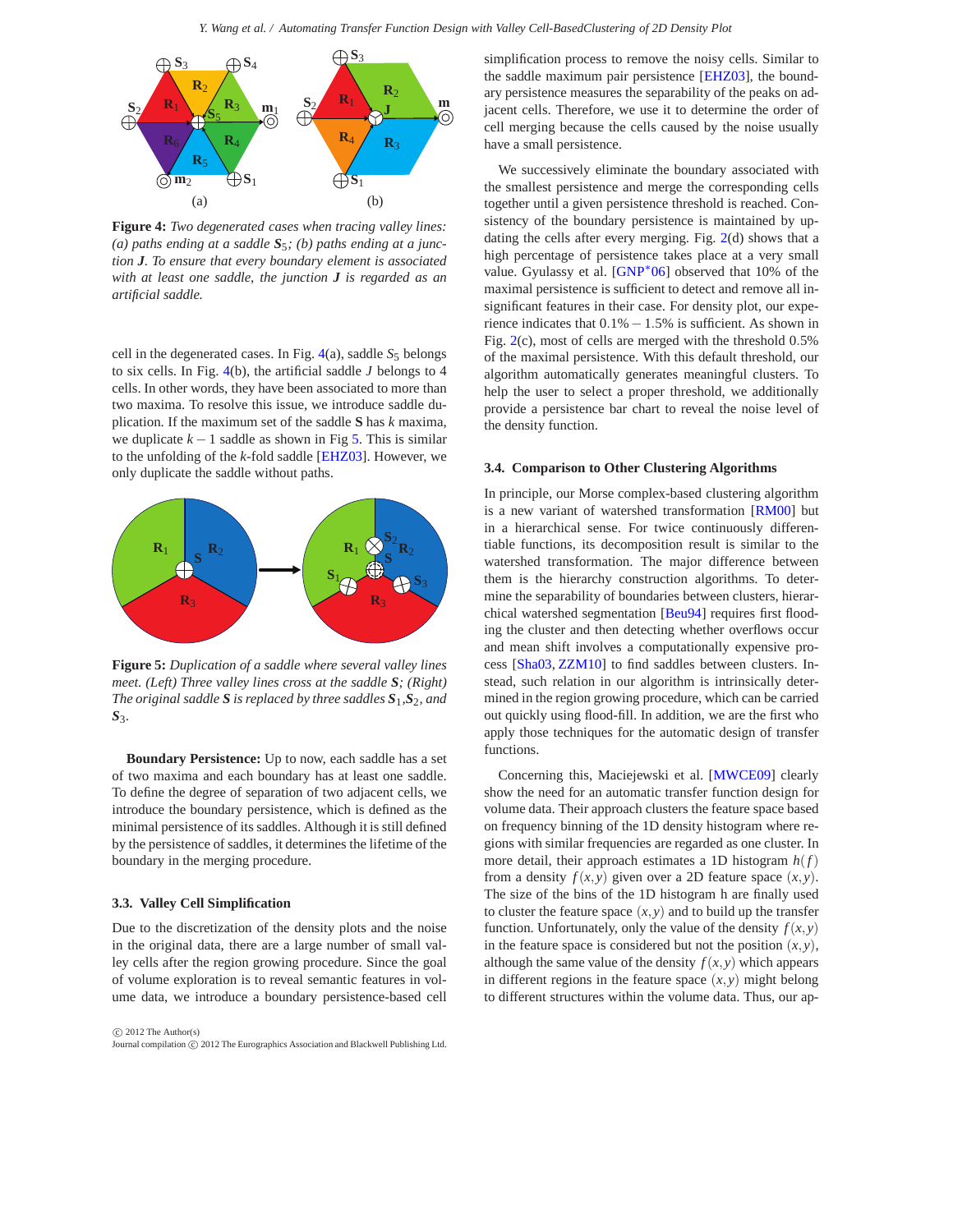**Figure 4:** *Two degenerated cases when tracing valley lines: (a) paths ending at a saddle $\mathbf{S}_5$; (b) paths ending at a junction $\mathbf{J}$. To ensure that every boundary element is associated with at least one saddle, the junction $\mathbf{J}$ is regarded as an artificial saddle.*

cell in the degenerated cases. In Fig. 4(a), saddle $S_5$ belongs to six cells. In Fig. 4(b), the artificial saddle $J$ belongs to 4 cells. In other words, they have been associated to more than two maxima. To resolve this issue, we introduce saddle duplication. If the maximum set of the saddle $\mathbf{S}$ has $k$ maxima, we duplicate $k-1$ saddle as shown in Fig 5. This is similar to the unfolding of the $k$-fold saddle [EHZ03]. However, we only duplicate the saddle without paths.

**Figure 5:** *Duplication of a saddle where several valley lines meet. (Left) Three valley lines cross at the saddle $\mathbf{S}$; (Right) The original saddle $\mathbf{S}$ is replaced by three saddles $\mathbf{S}_1$,$\mathbf{S}_2$, and $\mathbf{S}_3$.*

**Boundary Persistence:** Up to now, each saddle has a set of two maxima and each boundary has at least one saddle. To define the degree of separation of two adjacent cells, we introduce the boundary persistence, which is defined as the minimal persistence of its saddles. Although it is still defined by the persistence of saddles, it determines the lifetime of the boundary in the merging procedure.

### 3.3. Valley Cell Simplification

Due to the discretization of the density plots and the noise in the original data, there are a large number of small valley cells after the region growing procedure. Since the goal of volume exploration is to reveal semantic features in volume data, we introduce a boundary persistence-based cell simplification process to remove the noisy cells. Similar to the saddle maximum pair persistence [EHZ03], the boundary persistence measures the separability of the peaks on adjacent cells. Therefore, we use it to determine the order of cell merging because the cells caused by the noise usually have a small persistence.

We successively eliminate the boundary associated with the smallest persistence and merge the corresponding cells together until a given persistence threshold is reached. Consistency of the boundary persistence is maintained by updating the cells after every merging. Fig. 2(d) shows that a high percentage of persistence takes place at a very small value. Gyulassy et al. [GNP*06] observed that 10% of the maximal persistence is sufficient to detect and remove all insignificant features in their case. For density plot, our experience indicates that $0.1\% - 1.5\%$ is sufficient. As shown in Fig. 2(c), most of cells are merged with the threshold $0.5\%$ of the maximal persistence. With this default threshold, our algorithm automatically generates meaningful clusters. To help the user to select a proper threshold, we additionally provide a persistence bar chart to reveal the noise level of the density function.

### 3.4. Comparison to Other Clustering Algorithms

In principle, our Morse complex-based clustering algorithm is a new variant of watershed transformation [RM00] but in a hierarchical sense. For twice continuously differentiable functions, its decomposition result is similar to the watershed transformation. The major difference between them is the hierarchy construction algorithms. To determine the separability of boundaries between clusters, hierarchical watershed segmentation [Beu94] requires first flooding the cluster and then detecting whether overflows occur and mean shift involves a computationally expensive process [Sha03, ZZM10] to find saddles between clusters. Instead, such relation in our algorithm is intrinsically determined in the region growing procedure, which can be carried out quickly using flood-fill. In addition, we are the first who apply those techniques for the automatic design of transfer functions.

Concerning this, Maciejewski et al. [MWCE09] clearly show the need for an automatic transfer function design for volume data. Their approach clusters the feature space based on frequency binning of the 1D density histogram where regions with similar frequencies are regarded as one cluster. In more detail, their approach estimates a 1D histogram $h(f)$ from a density $f(x,y)$ given over a 2D feature space $(x,y)$. The size of the bins of the 1D histogram h are finally used to cluster the feature space $(x,y)$ and to build up the transfer function. Unfortunately, only the value of the density $f(x,y)$ in the feature space is considered but not the position $(x,y)$, although the same value of the density $f(x,y)$ which appears in different regions in the feature space $(x,y)$ might belong to different structures within the volume data. Thus, our ap-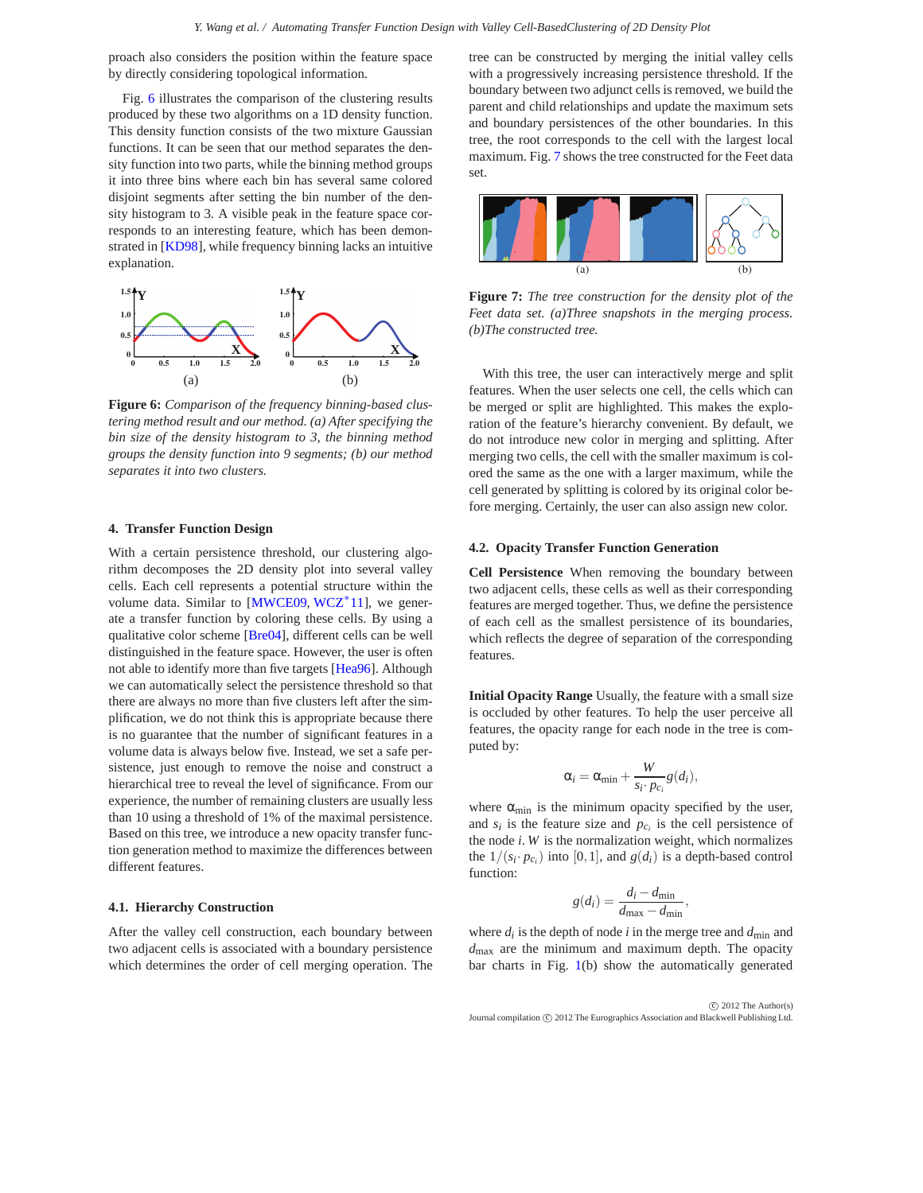proach also considers the position within the feature space by directly considering topological information.

Fig. 6 illustrates the comparison of the clustering results produced by these two algorithms on a 1D density function. This density function consists of the two mixture Gaussian functions. It can be seen that our method separates the density function into two parts, while the binning method groups it into three bins where each bin has several same colored disjoint segments after setting the bin number of the density histogram to 3. A visible peak in the feature space corresponds to an interesting feature, which has been demonstrated in [KD98], while frequency binning lacks an intuitive explanation.

*Figure 6: Comparison of the frequency binning-based clustering method result and our method. (a) After specifying the bin size of the density histogram to 3, the binning method groups the density function into 9 segments; (b) our method separates it into two clusters.*

## 4. Transfer Function Design

With a certain persistence threshold, our clustering algorithm decomposes the 2D density plot into several valley cells. Each cell represents a potential structure within the volume data. Similar to [MWCE09, WCZ*11], we generate a transfer function by coloring these cells. By using a qualitative color scheme [Bre04], different cells can be well distinguished in the feature space. However, the user is often not able to identify more than five targets [Hea96]. Although we can automatically select the persistence threshold so that there are always no more than five clusters left after the simplification, we do not think this is appropriate because there is no guarantee that the number of significant features in a volume data is always below five. Instead, we set a safe persistence, just enough to remove the noise and construct a hierarchical tree to reveal the level of significance. From our experience, the number of remaining clusters are usually less than 10 using a threshold of 1% of the maximal persistence. Based on this tree, we introduce a new opacity transfer function generation method to maximize the differences between different features.

### 4.1. Hierarchy Construction

After the valley cell construction, each boundary between two adjacent cells is associated with a boundary persistence which determines the order of cell merging operation. The tree can be constructed by merging the initial valley cells with a progressively increasing persistence threshold. If the boundary between two adjunct cells is removed, we build the parent and child relationships and update the maximum sets and boundary persistences of the other boundaries. In this tree, the root corresponds to the cell with the largest local maximum. Fig. 7 shows the tree constructed for the Feet data set.

*Figure 7: The tree construction for the density plot of the Feet data set. (a)Three snapshots in the merging process. (b)The constructed tree.*

With this tree, the user can interactively merge and split features. When the user selects one cell, the cells which can be merged or split are highlighted. This makes the exploration of the feature's hierarchy convenient. By default, we do not introduce new color in merging and splitting. After merging two cells, the cell with the smaller maximum is colored the same as the one with a larger maximum, while the cell generated by splitting is colored by its original color before merging. Certainly, the user can also assign new color.

### 4.2. Opacity Transfer Function Generation

**Cell Persistence** When removing the boundary between two adjacent cells, these cells as well as their corresponding features are merged together. Thus, we define the persistence of each cell as the smallest persistence of its boundaries, which reflects the degree of separation of the corresponding features.

**Initial Opacity Range** Usually, the feature with a small size is occluded by other features. To help the user perceive all features, the opacity range for each node in the tree is computed by:

$$\alpha_i = \alpha_{\min} + \frac{W}{s_i \cdot p_{c_i}} g(d_i),$$

where $\alpha_{\min}$ is the minimum opacity specified by the user, and $s_i$ is the feature size and $p_{c_i}$ is the cell persistence of the node $i$. $W$ is the normalization weight, which normalizes the $1/(s_i \cdot p_{c_i})$ into $[0,1]$, and $g(d_i)$ is a depth-based control function:

$$g(d_i) = \frac{d_i - d_{\min}}{d_{\max} - d_{\min}},$$

where $d_i$ is the depth of node $i$ in the merge tree and $d_{\min}$ and $d_{\max}$ are the minimum and maximum depth. The opacity bar charts in Fig. 1(b) show the automatically generated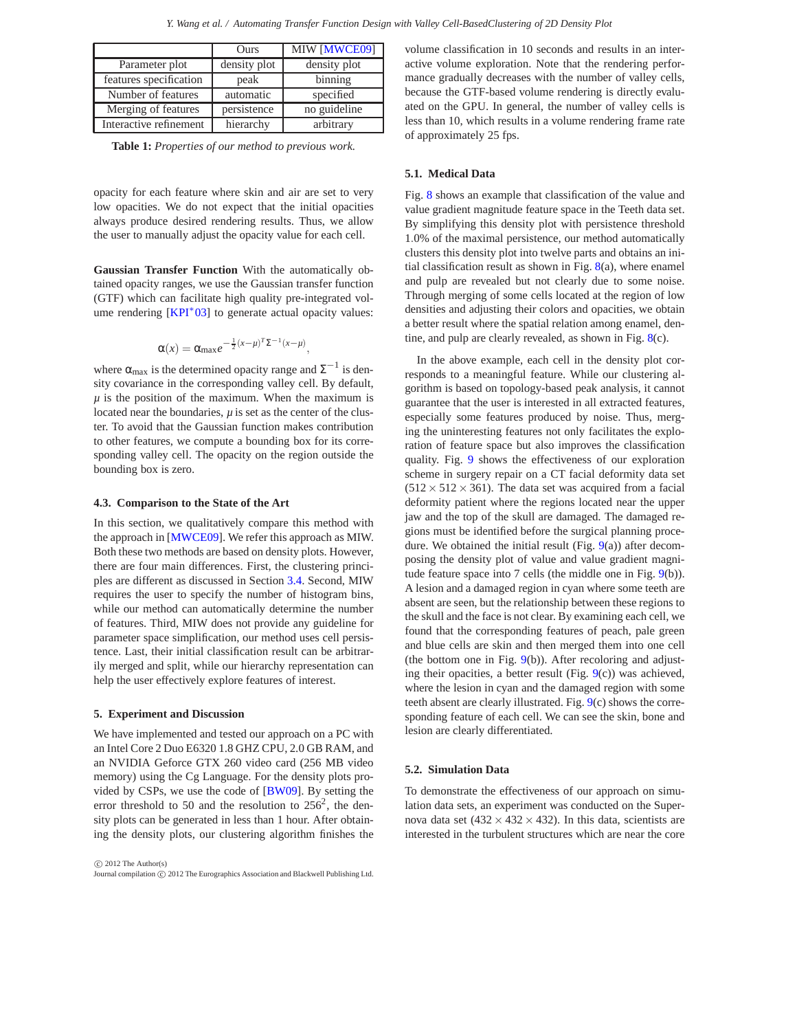| | Ours | MIW [MWCE09] |
|---|---|---|
| Parameter plot | density plot | density plot |
| features specification | peak | binning |
| Number of features | automatic | specified |
| Merging of features | persistence | no guideline |
| Interactive refinement | hierarchy | arbitrary |

**Table 1:** *Properties of our method to previous work.*

opacity for each feature where skin and air are set to very low opacities. We do not expect that the initial opacities always produce desired rendering results. Thus, we allow the user to manually adjust the opacity value for each cell.

**Gaussian Transfer Function** With the automatically obtained opacity ranges, we use the Gaussian transfer function (GTF) which can facilitate high quality pre-integrated volume rendering [KPI*03] to generate actual opacity values:

$$\alpha(x) = \alpha_{\max} e^{-\frac{1}{2}(x-\mu)^T \Sigma^{-1}(x-\mu)},$$

where $\alpha_{\max}$ is the determined opacity range and $\Sigma^{-1}$ is density covariance in the corresponding valley cell. By default, $\mu$ is the position of the maximum. When the maximum is located near the boundaries, $\mu$ is set as the center of the cluster. To avoid that the Gaussian function makes contribution to other features, we compute a bounding box for its corresponding valley cell. The opacity on the region outside the bounding box is zero.

### 4.3. Comparison to the State of the Art

In this section, we qualitatively compare this method with the approach in [MWCE09]. We refer this approach as MIW. Both these two methods are based on density plots. However, there are four main differences. First, the clustering principles are different as discussed in Section 3.4. Second, MIW requires the user to specify the number of histogram bins, while our method can automatically determine the number of features. Third, MIW does not provide any guideline for parameter space simplification, our method uses cell persistence. Last, their initial classification result can be arbitrarily merged and split, while our hierarchy representation can help the user effectively explore features of interest.

## 5. Experiment and Discussion

We have implemented and tested our approach on a PC with an Intel Core 2 Duo E6320 1.8 GHZ CPU, 2.0 GB RAM, and an NVIDIA Geforce GTX 260 video card (256 MB video memory) using the Cg Language. For the density plots provided by CSPs, we use the code of [BW09]. By setting the error threshold to 50 and the resolution to $256^2$, the density plots can be generated in less than 1 hour. After obtaining the density plots, our clustering algorithm finishes the volume classification in 10 seconds and results in an interactive volume exploration. Note that the rendering performance gradually decreases with the number of valley cells, because the GTF-based volume rendering is directly evaluated on the GPU. In general, the number of valley cells is less than 10, which results in a volume rendering frame rate of approximately 25 fps.

### 5.1. Medical Data

Fig. 8 shows an example that classification of the value and value gradient magnitude feature space in the Teeth data set. By simplifying this density plot with persistence threshold 1.0% of the maximal persistence, our method automatically clusters this density plot into twelve parts and obtains an initial classification result as shown in Fig. 8(a), where enamel and pulp are revealed but not clearly due to some noise. Through merging of some cells located at the region of low densities and adjusting their colors and opacities, we obtain a better result where the spatial relation among enamel, dentine, and pulp are clearly revealed, as shown in Fig. 8(c).

In the above example, each cell in the density plot corresponds to a meaningful feature. While our clustering algorithm is based on topology-based peak analysis, it cannot guarantee that the user is interested in all extracted features, especially some features produced by noise. Thus, merging the uninteresting features not only facilitates the exploration of feature space but also improves the classification quality. Fig. 9 shows the effectiveness of our exploration scheme in surgery repair on a CT facial deformity data set ($512 \times 512 \times 361$). The data set was acquired from a facial deformity patient where the regions located near the upper jaw and the top of the skull are damaged. The damaged regions must be identified before the surgical planning procedure. We obtained the initial result (Fig. 9(a)) after decomposing the density plot of value and value gradient magnitude feature space into 7 cells (the middle one in Fig. 9(b)). A lesion and a damaged region in cyan where some teeth are absent are seen, but the relationship between these regions to the skull and the face is not clear. By examining each cell, we found that the corresponding features of peach, pale green and blue cells are skin and then merged them into one cell (the bottom one in Fig. 9(b)). After recoloring and adjusting their opacities, a better result (Fig. 9(c)) was achieved, where the lesion in cyan and the damaged region with some teeth absent are clearly illustrated. Fig. 9(c) shows the corresponding feature of each cell. We can see the skin, bone and lesion are clearly differentiated.

### 5.2. Simulation Data

To demonstrate the effectiveness of our approach on simulation data sets, an experiment was conducted on the Supernova data set ($432 \times 432 \times 432$). In this data, scientists are interested in the turbulent structures which are near the core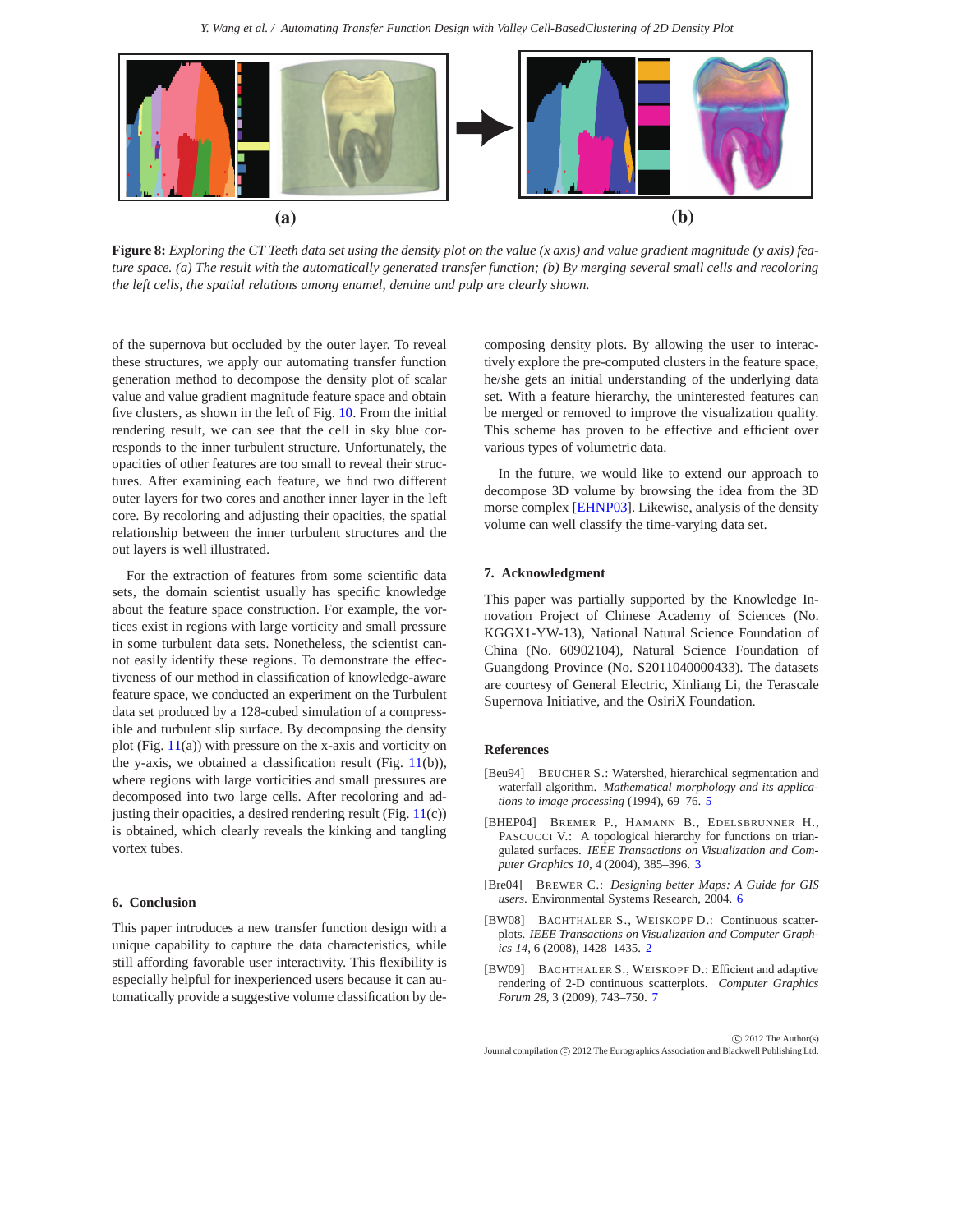**(a)** **(b)**

**Figure 8:** *Exploring the CT Teeth data set using the density plot on the value (x axis) and value gradient magnitude (y axis) feature space. (a) The result with the automatically generated transfer function; (b) By merging several small cells and recoloring the left cells, the spatial relations among enamel, dentine and pulp are clearly shown.*

of the supernova but occluded by the outer layer. To reveal these structures, we apply our automating transfer function generation method to decompose the density plot of scalar value and value gradient magnitude feature space and obtain five clusters, as shown in the left of Fig. 10. From the initial rendering result, we can see that the cell in sky blue corresponds to the inner turbulent structure. Unfortunately, the opacities of other features are too small to reveal their structures. After examining each feature, we find two different outer layers for two cores and another inner layer in the left core. By recoloring and adjusting their opacities, the spatial relationship between the inner turbulent structures and the out layers is well illustrated.

For the extraction of features from some scientific data sets, the domain scientist usually has specific knowledge about the feature space construction. For example, the vortices exist in regions with large vorticity and small pressure in some turbulent data sets. Nonetheless, the scientist cannot easily identify these regions. To demonstrate the effectiveness of our method in classification of knowledge-aware feature space, we conducted an experiment on the Turbulent data set produced by a 128-cubed simulation of a compressible and turbulent slip surface. By decomposing the density plot (Fig. 11(a)) with pressure on the x-axis and vorticity on the y-axis, we obtained a classification result (Fig. 11(b)), where regions with large vorticities and small pressures are decomposed into two large cells. After recoloring and adjusting their opacities, a desired rendering result (Fig. 11(c)) is obtained, which clearly reveals the kinking and tangling vortex tubes.

## 6. Conclusion

This paper introduces a new transfer function design with a unique capability to capture the data characteristics, while still affording favorable user interactivity. This flexibility is especially helpful for inexperienced users because it can automatically provide a suggestive volume classification by decomposing density plots. By allowing the user to interactively explore the pre-computed clusters in the feature space, he/she gets an initial understanding of the underlying data set. With a feature hierarchy, the uninterested features can be merged or removed to improve the visualization quality. This scheme has proven to be effective and efficient over various types of volumetric data.

In the future, we would like to extend our approach to decompose 3D volume by browsing the idea from the 3D morse complex [EHNP03]. Likewise, analysis of the density volume can well classify the time-varying data set.

## 7. Acknowledgment

This paper was partially supported by the Knowledge Innovation Project of Chinese Academy of Sciences (No. KGGX1-YW-13), National Natural Science Foundation of China (No. 60902104), Natural Science Foundation of Guangdong Province (No. S2011040000433). The datasets are courtesy of General Electric, Xinliang Li, the Terascale Supernova Initiative, and the OsiriX Foundation.

## References

[Beu94] BEUCHER S.: Watershed, hierarchical segmentation and waterfall algorithm. *Mathematical morphology and its applications to image processing* (1994), 69–76. 5

[BHEP04] BREMER P., HAMANN B., EDELSBRUNNER H., PASCUCCI V.: A topological hierarchy for functions on triangulated surfaces. *IEEE Transactions on Visualization and Computer Graphics 10*, 4 (2004), 385–396. 3

[Bre04] BREWER C.: *Designing better Maps: A Guide for GIS users*. Environmental Systems Research, 2004. 6

[BW08] BACHTHALER S., WEISKOPF D.: Continuous scatterplots. *IEEE Transactions on Visualization and Computer Graphics 14*, 6 (2008), 1428–1435. 2

[BW09] BACHTHALER S., WEISKOPF D.: Efficient and adaptive rendering of 2-D continuous scatterplots. *Computer Graphics Forum 28*, 3 (2009), 743–750. 7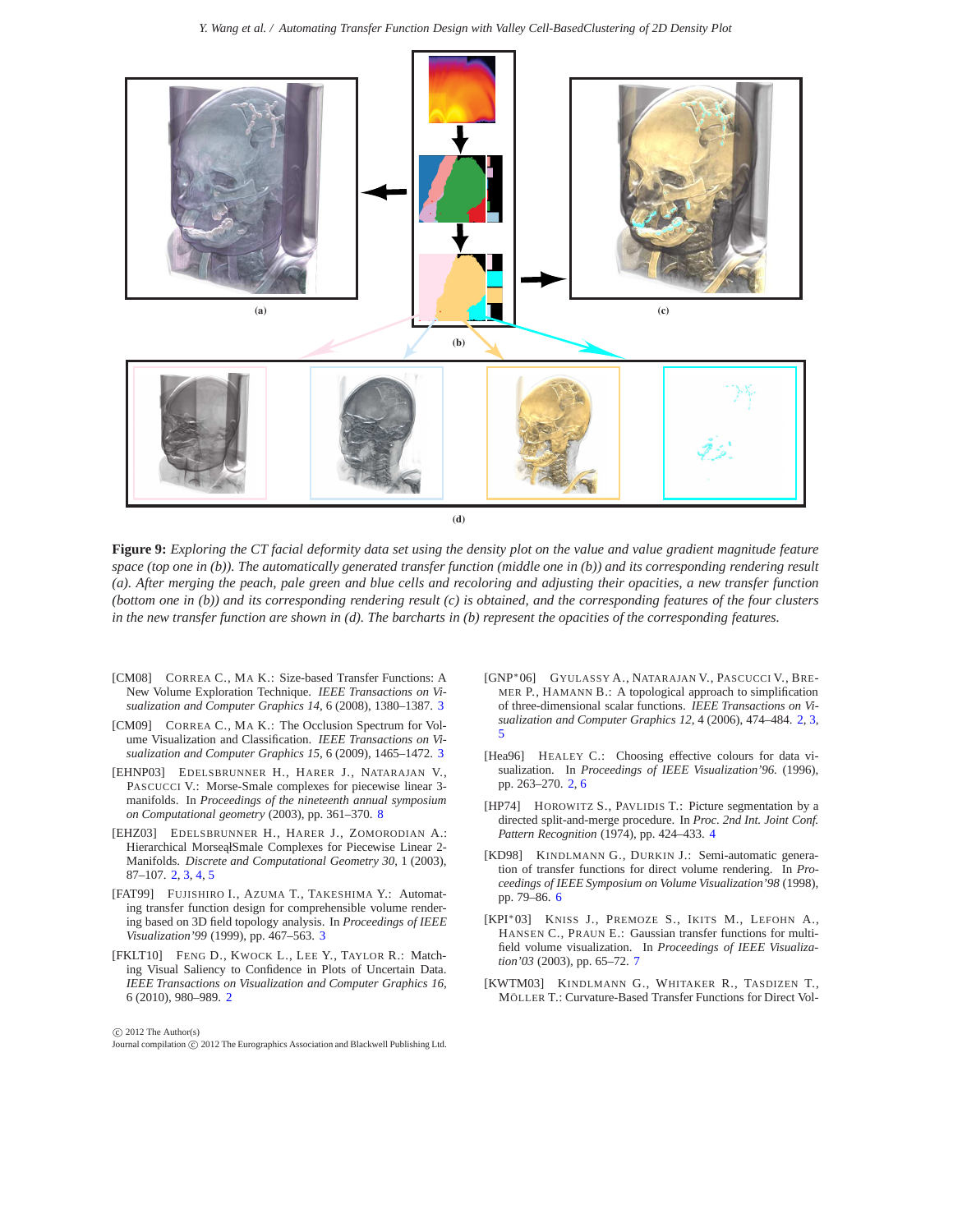(a)

(b)

(c)

(d)

**Figure 9:** *Exploring the CT facial deformity data set using the density plot on the value and value gradient magnitude feature space (top one in (b)). The automatically generated transfer function (middle one in (b)) and its corresponding rendering result (a). After merging the peach, pale green and blue cells and recoloring and adjusting their opacities, a new transfer function (bottom one in (b)) and its corresponding rendering result (c) is obtained, and the corresponding features of the four clusters in the new transfer function are shown in (d). The barcharts in (b) represent the opacities of the corresponding features.*

[CM08] CORREA C., MA K.: Size-based Transfer Functions: A New Volume Exploration Technique. *IEEE Transactions on Visualization and Computer Graphics 14*, 6 (2008), 1380–1387. 3

[CM09] CORREA C., MA K.: The Occlusion Spectrum for Volume Visualization and Classification. *IEEE Transactions on Visualization and Computer Graphics 15*, 6 (2009), 1465–1472. 3

[EHNP03] EDELSBRUNNER H., HARER J., NATARAJAN V., PASCUCCI V.: Morse-Smale complexes for piecewise linear 3-manifolds. In *Proceedings of the nineteenth annual symposium on Computational geometry* (2003), pp. 361–370. 8

[EHZ03] EDELSBRUNNER H., HARER J., ZOMORODIAN A.: Hierarchical MorseąŞSmale Complexes for Piecewise Linear 2-Manifolds. *Discrete and Computational Geometry 30*, 1 (2003), 87–107. 2, 3, 4, 5

[FAT99] FUJISHIRO I., AZUMA T., TAKESHIMA Y.: Automating transfer function design for comprehensible volume rendering based on 3D field topology analysis. In *Proceedings of IEEE Visualization'99* (1999), pp. 467–563. 3

[FKLT10] FENG D., KWOCK L., LEE Y., TAYLOR R.: Matching Visual Saliency to Confidence in Plots of Uncertain Data. *IEEE Transactions on Visualization and Computer Graphics 16*, 6 (2010), 980–989. 2

[GNP*06] GYULASSY A., NATARAJAN V., PASCUCCI V., BREMER P., HAMANN B.: A topological approach to simplification of three-dimensional scalar functions. *IEEE Transactions on Visualization and Computer Graphics 12*, 4 (2006), 474–484. 2, 3, 5

[Hea96] HEALEY C.: Choosing effective colours for data visualization. In *Proceedings of IEEE Visualization'96.* (1996), pp. 263–270. 2, 6

[HP74] HOROWITZ S., PAVLIDIS T.: Picture segmentation by a directed split-and-merge procedure. In *Proc. 2nd Int. Joint Conf. Pattern Recognition* (1974), pp. 424–433. 4

[KD98] KINDLMANN G., DURKIN J.: Semi-automatic generation of transfer functions for direct volume rendering. In *Proceedings of IEEE Symposium on Volume Visualization'98* (1998), pp. 79–86. 6

[KPI*03] KNISS J., PREMOZE S., IKITS M., LEFOHN A., HANSEN C., PRAUN E.: Gaussian transfer functions for multi-field volume visualization. In *Proceedings of IEEE Visualization'03* (2003), pp. 65–72. 7

[KWTM03] KINDLMANN G., WHITAKER R., TASDIZEN T., MÖLLER T.: Curvature-Based Transfer Functions for Direct Vol-

© 2012 The Author(s)
Journal compilation © 2012 The Eurographics Association and Blackwell Publishing Ltd.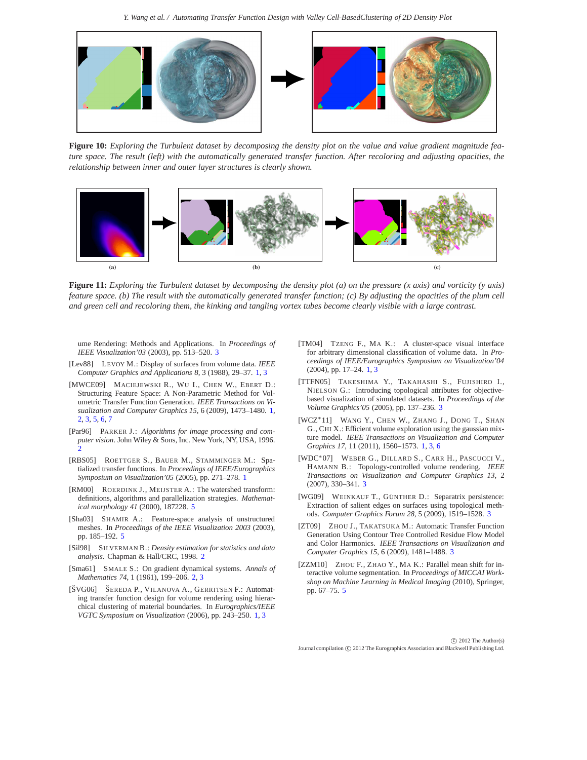**Figure 10:** *Exploring the Turbulent dataset by decomposing the density plot on the value and value gradient magnitude feature space. The result (left) with the automatically generated transfer function. After recoloring and adjusting opacities, the relationship between inner and outer layer structures is clearly shown.*

(a)

(b)

(c)

**Figure 11:** *Exploring the Turbulent dataset by decomposing the density plot (a) on the pressure (x axis) and vorticity (y axis) feature space. (b) The result with the automatically generated transfer function; (c) By adjusting the opacities of the plum cell and green cell and recoloring them, the kinking and tangling vortex tubes become clearly visible with a large contrast.*

ume Rendering: Methods and Applications. In *Proceedings of IEEE Visualization'03* (2003), pp. 513–520. 3

[Lev88] LEVOY M.: Display of surfaces from volume data. *IEEE Computer Graphics and Applications 8*, 3 (1988), 29–37. 1, 3

[MWCE09] MACIEJEWSKI R., WU I., CHEN W., EBERT D.: Structuring Feature Space: A Non-Parametric Method for Volumetric Transfer Function Generation. *IEEE Transactions on Visualization and Computer Graphics 15*, 6 (2009), 1473–1480. 1, 2, 3, 5, 6, 7

[Par96] PARKER J.: *Algorithms for image processing and computer vision*. John Wiley & Sons, Inc. New York, NY, USA, 1996. 2

[RBS05] ROETTGER S., BAUER M., STAMMINGER M.: Spatialized transfer functions. In *Proceedings of IEEE/Eurographics Symposium on Visualization'05* (2005), pp. 271–278. 1

[RM00] ROERDINK J., MEIJSTER A.: The watershed transform: definitions, algorithms and parallelization strategies. *Mathematical morphology 41* (2000), 187228. 5

[Sha03] SHAMIR A.: Feature-space analysis of unstructured meshes. In *Proceedings of the IEEE Visualization 2003* (2003), pp. 185–192. 5

[Sil98] SILVERMAN B.: *Density estimation for statistics and data analysis*. Chapman & Hall/CRC, 1998. 2

[Sma61] SMALE S.: On gradient dynamical systems. *Annals of Mathematics 74*, 1 (1961), 199–206. 2, 3

[ŠVG06] ŠEREDA P., VILANOVA A., GERRITSEN F.: Automating transfer function design for volume rendering using hierarchical clustering of material boundaries. In *Eurographics/IEEE VGTC Symposium on Visualization* (2006), pp. 243–250. 1, 3

[TM04] TZENG F., MA K.: A cluster-space visual interface for arbitrary dimensional classification of volume data. In *Proceedings of IEEE/Eurographics Symposium on Visualization'04* (2004), pp. 17–24. 1, 3

[TTFN05] TAKESHIMA Y., TAKAHASHI S., FUJISHIRO I., NIELSON G.: Introducing topological attributes for objective-based visualization of simulated datasets. In *Proceedings of the Volume Graphics'05* (2005), pp. 137–236. 3

[WCZ*11] WANG Y., CHEN W., ZHANG J., DONG T., SHAN G., CHI X.: Efficient volume exploration using the gaussian mixture model. *IEEE Transactions on Visualization and Computer Graphics 17*, 11 (2011), 1560–1573. 1, 3, 6

[WDC*07] WEBER G., DILLARD S., CARR H., PASCUCCI V., HAMANN B.: Topology-controlled volume rendering. *IEEE Transactions on Visualization and Computer Graphics 13*, 2 (2007), 330–341. 3

[WG09] WEINKAUF T., GÜNTHER D.: Separatrix persistence: Extraction of salient edges on surfaces using topological methods. *Computer Graphics Forum 28*, 5 (2009), 1519–1528. 3

[ZT09] ZHOU J., TAKATSUKA M.: Automatic Transfer Function Generation Using Contour Tree Controlled Residue Flow Model and Color Harmonics. *IEEE Transactions on Visualization and Computer Graphics 15*, 6 (2009), 1481–1488. 3

[ZZM10] ZHOU F., ZHAO Y., MA K.: Parallel mean shift for interactive volume segmentation. In *Proceedings of MICCAI Workshop on Machine Learning in Medical Imaging* (2010), Springer, pp. 67–75. 5